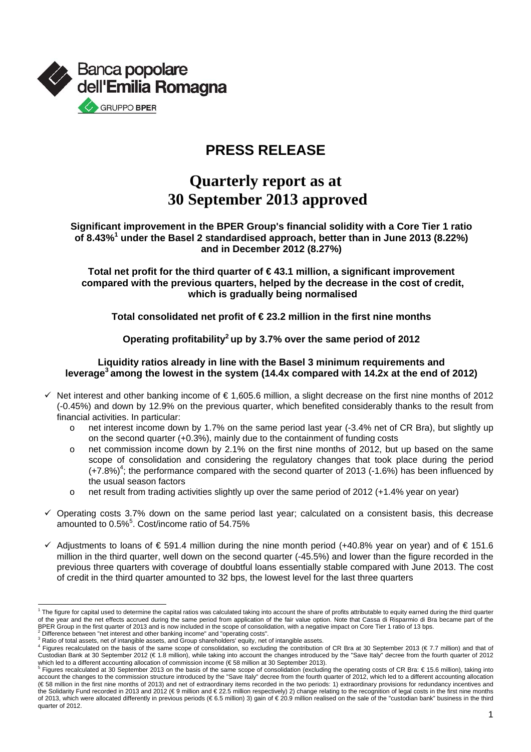Banca popolare dell'Emilia Romagna

GRUPPO BPER

# PRESS RELEASE

# Quarterly report as at 30 September 2013 approved

**Significant improvement in the BPER Group's financial solidity with a Core Tier 1 ratio of 8.43%[1] under the Basel 2 standardised approach, better than in June 2013 (8.22%) and in December 2012 (8.27%)**

**Total net profit for the third quarter of € 43.1 million, a significant improvement compared with the previous quarters, helped by the decrease in the cost of credit, which is gradually being normalised**

**Total consolidated net profit of € 23.2 million in the first nine months**

**Operating profitability[2] up by 3.7% over the same period of 2012**

**Liquidity ratios already in line with the Basel 3 minimum requirements and leverage[3] among the lowest in the system (14.4x compared with 14.2x at the end of 2012)**

- ✓ Net interest and other banking income of € 1,605.6 million, a slight decrease on the first nine months of 2012 (-0.45%) and down by 12.9% on the previous quarter, which benefited considerably thanks to the result from financial activities. In particular:
  - o net interest income down by 1.7% on the same period last year (-3.4% net of CR Bra), but slightly up on the second quarter (+0.3%), mainly due to the containment of funding costs
  - o net commission income down by 2.1% on the first nine months of 2012, but up based on the same scope of consolidation and considering the regulatory changes that took place during the period (+7.8%)[4]; the performance compared with the second quarter of 2013 (-1.6%) has been influenced by the usual season factors
  - o net result from trading activities slightly up over the same period of 2012 (+1.4% year on year)
- ✓ Operating costs 3.7% down on the same period last year; calculated on a consistent basis, this decrease amounted to 0.5%[5]. Cost/income ratio of 54.75%
- ✓ Adjustments to loans of € 591.4 million during the nine month period (+40.8% year on year) and of € 151.6 million in the third quarter, well down on the second quarter (-45.5%) and lower than the figure recorded in the previous three quarters with coverage of doubtful loans essentially stable compared with June 2013. The cost of credit in the third quarter amounted to 32 bps, the lowest level for the last three quarters

---

[1] The figure for capital used to determine the capital ratios was calculated taking into account the share of profits attributable to equity earned during the third quarter of the year and the net effects accrued during the same period from application of the fair value option. Note that Cassa di Risparmio di Bra became part of the BPER Group in the first quarter of 2013 and is now included in the scope of consolidation, with a negative impact on Core Tier 1 ratio of 13 bps.

[2] Difference between "net interest and other banking income" and "operating costs".

[3] Ratio of total assets, net of intangible assets, and Group shareholders' equity, net of intangible assets.

[4] Figures recalculated on the basis of the same scope of consolidation, so excluding the contribution of CR Bra at 30 September 2013 (€ 7.7 million) and that of Custodian Bank at 30 September 2012 (€ 1.8 million), while taking into account the changes introduced by the "Save Italy" decree from the fourth quarter of 2012 which led to a different accounting allocation of commission income (€ 58 million at 30 September 2013).

[5] Figures recalculated at 30 September 2013 on the basis of the same scope of consolidation (excluding the operating costs of CR Bra: € 15.6 million), taking into account the changes to the commission structure introduced by the "Save Italy" decree from the fourth quarter of 2012, which led to a different accounting allocation (€ 58 million in the first nine months of 2013) and net of extraordinary items recorded in the two periods: 1) extraordinary provisions for redundancy incentives and the Solidarity Fund recorded in 2013 and 2012 (€ 9 million and € 22.5 million respectively) 2) change relating to the recognition of legal costs in the first nine months of 2013, which were allocated differently in previous periods (€ 6.5 million) 3) gain of € 20.9 million realised on the sale of the "custodian bank" business in the third quarter of 2012.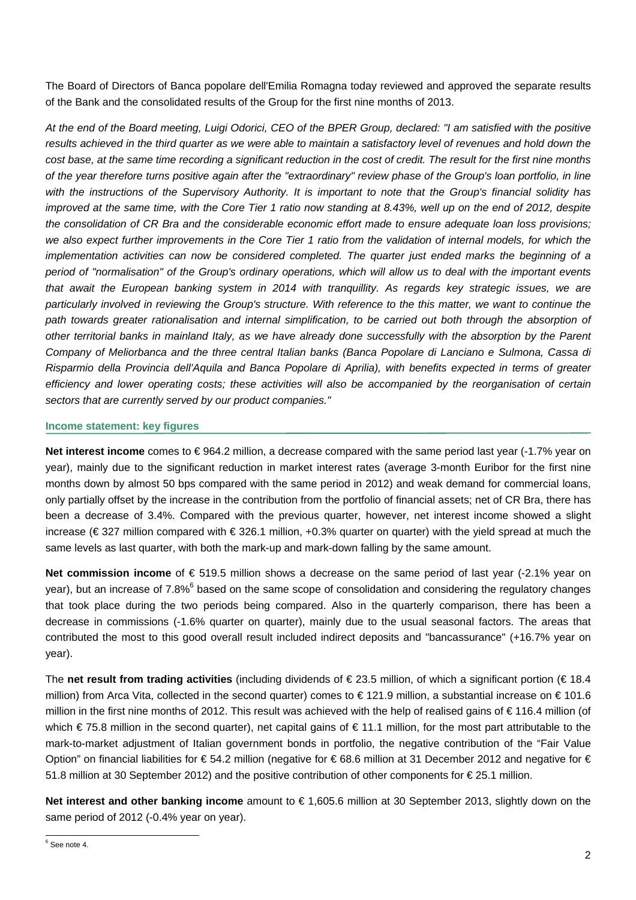The Board of Directors of Banca popolare dell'Emilia Romagna today reviewed and approved the separate results of the Bank and the consolidated results of the Group for the first nine months of 2013.

*At the end of the Board meeting, Luigi Odorici, CEO of the BPER Group, declared: "I am satisfied with the positive results achieved in the third quarter as we were able to maintain a satisfactory level of revenues and hold down the cost base, at the same time recording a significant reduction in the cost of credit. The result for the first nine months of the year therefore turns positive again after the "extraordinary" review phase of the Group's loan portfolio, in line with the instructions of the Supervisory Authority. It is important to note that the Group's financial solidity has improved at the same time, with the Core Tier 1 ratio now standing at 8.43%, well up on the end of 2012, despite the consolidation of CR Bra and the considerable economic effort made to ensure adequate loan loss provisions; we also expect further improvements in the Core Tier 1 ratio from the validation of internal models, for which the implementation activities can now be considered completed. The quarter just ended marks the beginning of a period of "normalisation" of the Group's ordinary operations, which will allow us to deal with the important events that await the European banking system in 2014 with tranquillity. As regards key strategic issues, we are particularly involved in reviewing the Group's structure. With reference to the this matter, we want to continue the path towards greater rationalisation and internal simplification, to be carried out both through the absorption of other territorial banks in mainland Italy, as we have already done successfully with the absorption by the Parent Company of Meliorbanca and the three central Italian banks (Banca Popolare di Lanciano e Sulmona, Cassa di Risparmio della Provincia dell'Aquila and Banca Popolare di Aprilia), with benefits expected in terms of greater efficiency and lower operating costs; these activities will also be accompanied by the reorganisation of certain sectors that are currently served by our product companies."*

## Income statement: key figures

**Net interest income** comes to € 964.2 million, a decrease compared with the same period last year (-1.7% year on year), mainly due to the significant reduction in market interest rates (average 3-month Euribor for the first nine months down by almost 50 bps compared with the same period in 2012) and weak demand for commercial loans, only partially offset by the increase in the contribution from the portfolio of financial assets; net of CR Bra, there has been a decrease of 3.4%. Compared with the previous quarter, however, net interest income showed a slight increase (€ 327 million compared with € 326.1 million, +0.3% quarter on quarter) with the yield spread at much the same levels as last quarter, with both the mark-up and mark-down falling by the same amount.

**Net commission income** of € 519.5 million shows a decrease on the same period of last year (-2.1% year on year), but an increase of 7.8%[6] based on the same scope of consolidation and considering the regulatory changes that took place during the two periods being compared. Also in the quarterly comparison, there has been a decrease in commissions (-1.6% quarter on quarter), mainly due to the usual seasonal factors. The areas that contributed the most to this good overall result included indirect deposits and "bancassurance" (+16.7% year on year).

The **net result from trading activities** (including dividends of € 23.5 million, of which a significant portion (€ 18.4 million) from Arca Vita, collected in the second quarter) comes to € 121.9 million, a substantial increase on € 101.6 million in the first nine months of 2012. This result was achieved with the help of realised gains of € 116.4 million (of which € 75.8 million in the second quarter), net capital gains of € 11.1 million, for the most part attributable to the mark-to-market adjustment of Italian government bonds in portfolio, the negative contribution of the "Fair Value Option" on financial liabilities for € 54.2 million (negative for € 68.6 million at 31 December 2012 and negative for € 51.8 million at 30 September 2012) and the positive contribution of other components for € 25.1 million.

**Net interest and other banking income** amount to € 1,605.6 million at 30 September 2013, slightly down on the same period of 2012 (-0.4% year on year).

[6] See note 4.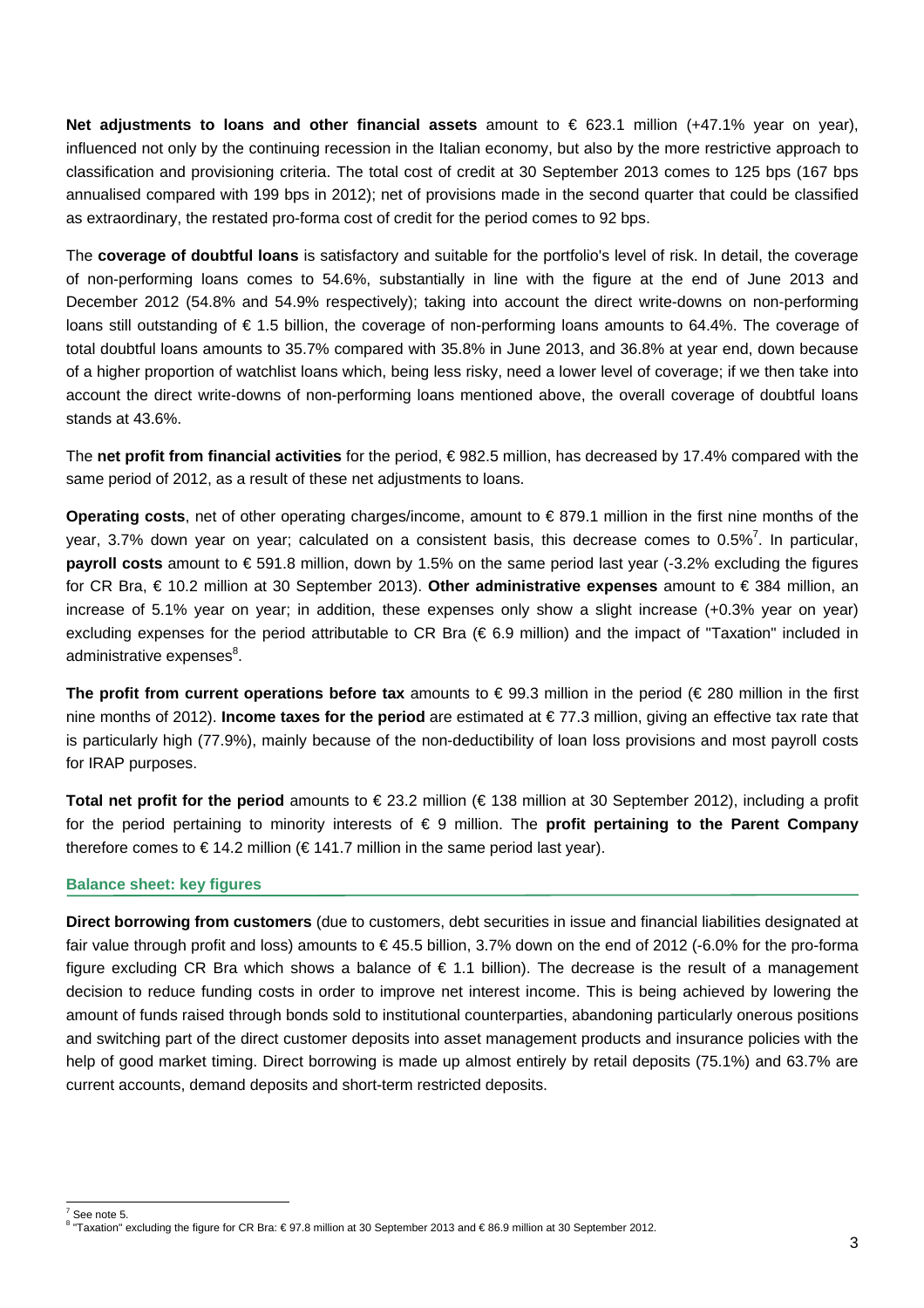**Net adjustments to loans and other financial assets** amount to € 623.1 million (+47.1% year on year), influenced not only by the continuing recession in the Italian economy, but also by the more restrictive approach to classification and provisioning criteria. The total cost of credit at 30 September 2013 comes to 125 bps (167 bps annualised compared with 199 bps in 2012); net of provisions made in the second quarter that could be classified as extraordinary, the restated pro-forma cost of credit for the period comes to 92 bps.

The **coverage of doubtful loans** is satisfactory and suitable for the portfolio's level of risk. In detail, the coverage of non-performing loans comes to 54.6%, substantially in line with the figure at the end of June 2013 and December 2012 (54.8% and 54.9% respectively); taking into account the direct write-downs on non-performing loans still outstanding of € 1.5 billion, the coverage of non-performing loans amounts to 64.4%. The coverage of total doubtful loans amounts to 35.7% compared with 35.8% in June 2013, and 36.8% at year end, down because of a higher proportion of watchlist loans which, being less risky, need a lower level of coverage; if we then take into account the direct write-downs of non-performing loans mentioned above, the overall coverage of doubtful loans stands at 43.6%.

The **net profit from financial activities** for the period, € 982.5 million, has decreased by 17.4% compared with the same period of 2012, as a result of these net adjustments to loans.

**Operating costs**, net of other operating charges/income, amount to € 879.1 million in the first nine months of the year, 3.7% down year on year; calculated on a consistent basis, this decrease comes to 0.5%[7]. In particular, **payroll costs** amount to € 591.8 million, down by 1.5% on the same period last year (-3.2% excluding the figures for CR Bra, € 10.2 million at 30 September 2013). **Other administrative expenses** amount to € 384 million, an increase of 5.1% year on year; in addition, these expenses only show a slight increase (+0.3% year on year) excluding expenses for the period attributable to CR Bra (€ 6.9 million) and the impact of "Taxation" included in administrative expenses[8].

**The profit from current operations before tax** amounts to € 99.3 million in the period (€ 280 million in the first nine months of 2012). **Income taxes for the period** are estimated at € 77.3 million, giving an effective tax rate that is particularly high (77.9%), mainly because of the non-deductibility of loan loss provisions and most payroll costs for IRAP purposes.

**Total net profit for the period** amounts to € 23.2 million (€ 138 million at 30 September 2012), including a profit for the period pertaining to minority interests of € 9 million. The **profit pertaining to the Parent Company** therefore comes to € 14.2 million (€ 141.7 million in the same period last year).

### Balance sheet: key figures

**Direct borrowing from customers** (due to customers, debt securities in issue and financial liabilities designated at fair value through profit and loss) amounts to € 45.5 billion, 3.7% down on the end of 2012 (-6.0% for the pro-forma figure excluding CR Bra which shows a balance of € 1.1 billion). The decrease is the result of a management decision to reduce funding costs in order to improve net interest income. This is being achieved by lowering the amount of funds raised through bonds sold to institutional counterparties, abandoning particularly onerous positions and switching part of the direct customer deposits into asset management products and insurance policies with the help of good market timing. Direct borrowing is made up almost entirely by retail deposits (75.1%) and 63.7% are current accounts, demand deposits and short-term restricted deposits.

---

[7] See note 5.

[8] "Taxation" excluding the figure for CR Bra: € 97.8 million at 30 September 2013 and € 86.9 million at 30 September 2012.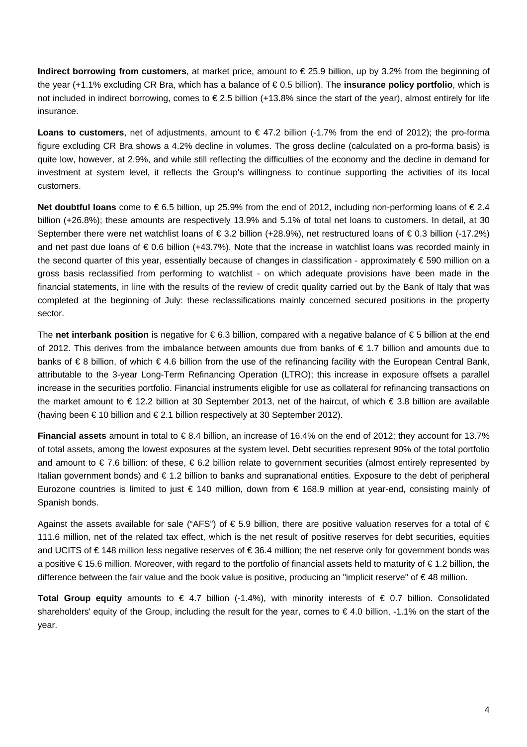**Indirect borrowing from customers**, at market price, amount to € 25.9 billion, up by 3.2% from the beginning of the year (+1.1% excluding CR Bra, which has a balance of € 0.5 billion). The **insurance policy portfolio**, which is not included in indirect borrowing, comes to € 2.5 billion (+13.8% since the start of the year), almost entirely for life insurance.

**Loans to customers**, net of adjustments, amount to € 47.2 billion (-1.7% from the end of 2012); the pro-forma figure excluding CR Bra shows a 4.2% decline in volumes. The gross decline (calculated on a pro-forma basis) is quite low, however, at 2.9%, and while still reflecting the difficulties of the economy and the decline in demand for investment at system level, it reflects the Group's willingness to continue supporting the activities of its local customers.

**Net doubtful loans** come to € 6.5 billion, up 25.9% from the end of 2012, including non-performing loans of € 2.4 billion (+26.8%); these amounts are respectively 13.9% and 5.1% of total net loans to customers. In detail, at 30 September there were net watchlist loans of € 3.2 billion (+28.9%), net restructured loans of € 0.3 billion (-17.2%) and net past due loans of € 0.6 billion (+43.7%). Note that the increase in watchlist loans was recorded mainly in the second quarter of this year, essentially because of changes in classification - approximately € 590 million on a gross basis reclassified from performing to watchlist - on which adequate provisions have been made in the financial statements, in line with the results of the review of credit quality carried out by the Bank of Italy that was completed at the beginning of July: these reclassifications mainly concerned secured positions in the property sector.

The **net interbank position** is negative for € 6.3 billion, compared with a negative balance of € 5 billion at the end of 2012. This derives from the imbalance between amounts due from banks of € 1.7 billion and amounts due to banks of € 8 billion, of which € 4.6 billion from the use of the refinancing facility with the European Central Bank, attributable to the 3-year Long-Term Refinancing Operation (LTRO); this increase in exposure offsets a parallel increase in the securities portfolio. Financial instruments eligible for use as collateral for refinancing transactions on the market amount to € 12.2 billion at 30 September 2013, net of the haircut, of which € 3.8 billion are available (having been € 10 billion and € 2.1 billion respectively at 30 September 2012).

**Financial assets** amount in total to € 8.4 billion, an increase of 16.4% on the end of 2012; they account for 13.7% of total assets, among the lowest exposures at the system level. Debt securities represent 90% of the total portfolio and amount to € 7.6 billion: of these, € 6.2 billion relate to government securities (almost entirely represented by Italian government bonds) and € 1.2 billion to banks and supranational entities. Exposure to the debt of peripheral Eurozone countries is limited to just € 140 million, down from € 168.9 million at year-end, consisting mainly of Spanish bonds.

Against the assets available for sale ("AFS") of € 5.9 billion, there are positive valuation reserves for a total of € 111.6 million, net of the related tax effect, which is the net result of positive reserves for debt securities, equities and UCITS of € 148 million less negative reserves of € 36.4 million; the net reserve only for government bonds was a positive € 15.6 million. Moreover, with regard to the portfolio of financial assets held to maturity of € 1.2 billion, the difference between the fair value and the book value is positive, producing an "implicit reserve" of € 48 million.

**Total Group equity** amounts to € 4.7 billion (-1.4%), with minority interests of € 0.7 billion. Consolidated shareholders' equity of the Group, including the result for the year, comes to € 4.0 billion, -1.1% on the start of the year.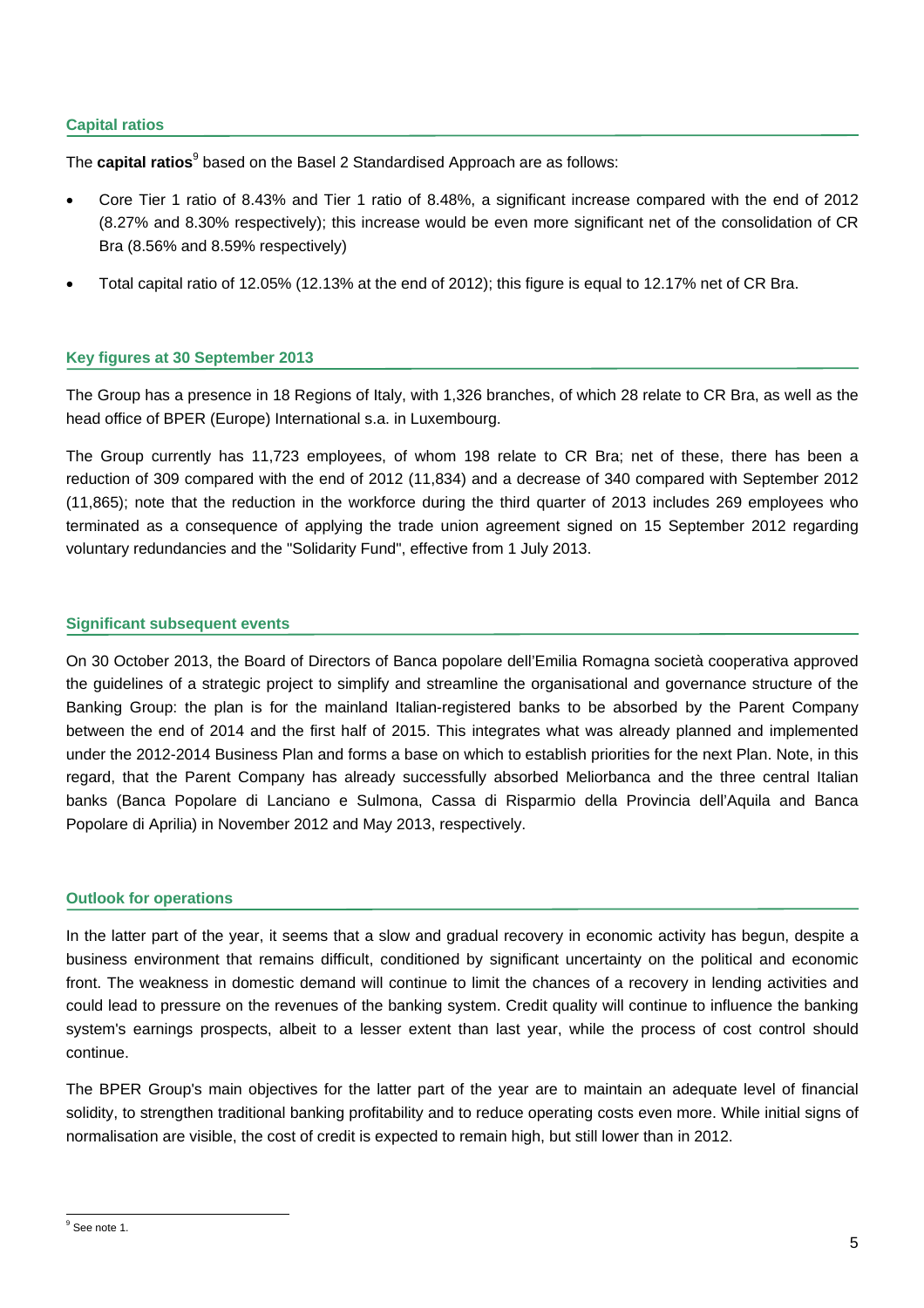#### Capital ratios

The **capital ratios**[9] based on the Basel 2 Standardised Approach are as follows:

- Core Tier 1 ratio of 8.43% and Tier 1 ratio of 8.48%, a significant increase compared with the end of 2012 (8.27% and 8.30% respectively); this increase would be even more significant net of the consolidation of CR Bra (8.56% and 8.59% respectively)
- Total capital ratio of 12.05% (12.13% at the end of 2012); this figure is equal to 12.17% net of CR Bra.

#### Key figures at 30 September 2013

The Group has a presence in 18 Regions of Italy, with 1,326 branches, of which 28 relate to CR Bra, as well as the head office of BPER (Europe) International s.a. in Luxembourg.

The Group currently has 11,723 employees, of whom 198 relate to CR Bra; net of these, there has been a reduction of 309 compared with the end of 2012 (11,834) and a decrease of 340 compared with September 2012 (11,865); note that the reduction in the workforce during the third quarter of 2013 includes 269 employees who terminated as a consequence of applying the trade union agreement signed on 15 September 2012 regarding voluntary redundancies and the "Solidarity Fund", effective from 1 July 2013.

#### Significant subsequent events

On 30 October 2013, the Board of Directors of Banca popolare dell'Emilia Romagna società cooperativa approved the guidelines of a strategic project to simplify and streamline the organisational and governance structure of the Banking Group: the plan is for the mainland Italian-registered banks to be absorbed by the Parent Company between the end of 2014 and the first half of 2015. This integrates what was already planned and implemented under the 2012-2014 Business Plan and forms a base on which to establish priorities for the next Plan. Note, in this regard, that the Parent Company has already successfully absorbed Meliorbanca and the three central Italian banks (Banca Popolare di Lanciano e Sulmona, Cassa di Risparmio della Provincia dell'Aquila and Banca Popolare di Aprilia) in November 2012 and May 2013, respectively.

#### Outlook for operations

In the latter part of the year, it seems that a slow and gradual recovery in economic activity has begun, despite a business environment that remains difficult, conditioned by significant uncertainty on the political and economic front. The weakness in domestic demand will continue to limit the chances of a recovery in lending activities and could lead to pressure on the revenues of the banking system. Credit quality will continue to influence the banking system's earnings prospects, albeit to a lesser extent than last year, while the process of cost control should continue.

The BPER Group's main objectives for the latter part of the year are to maintain an adequate level of financial solidity, to strengthen traditional banking profitability and to reduce operating costs even more. While initial signs of normalisation are visible, the cost of credit is expected to remain high, but still lower than in 2012.

---

[9] See note 1.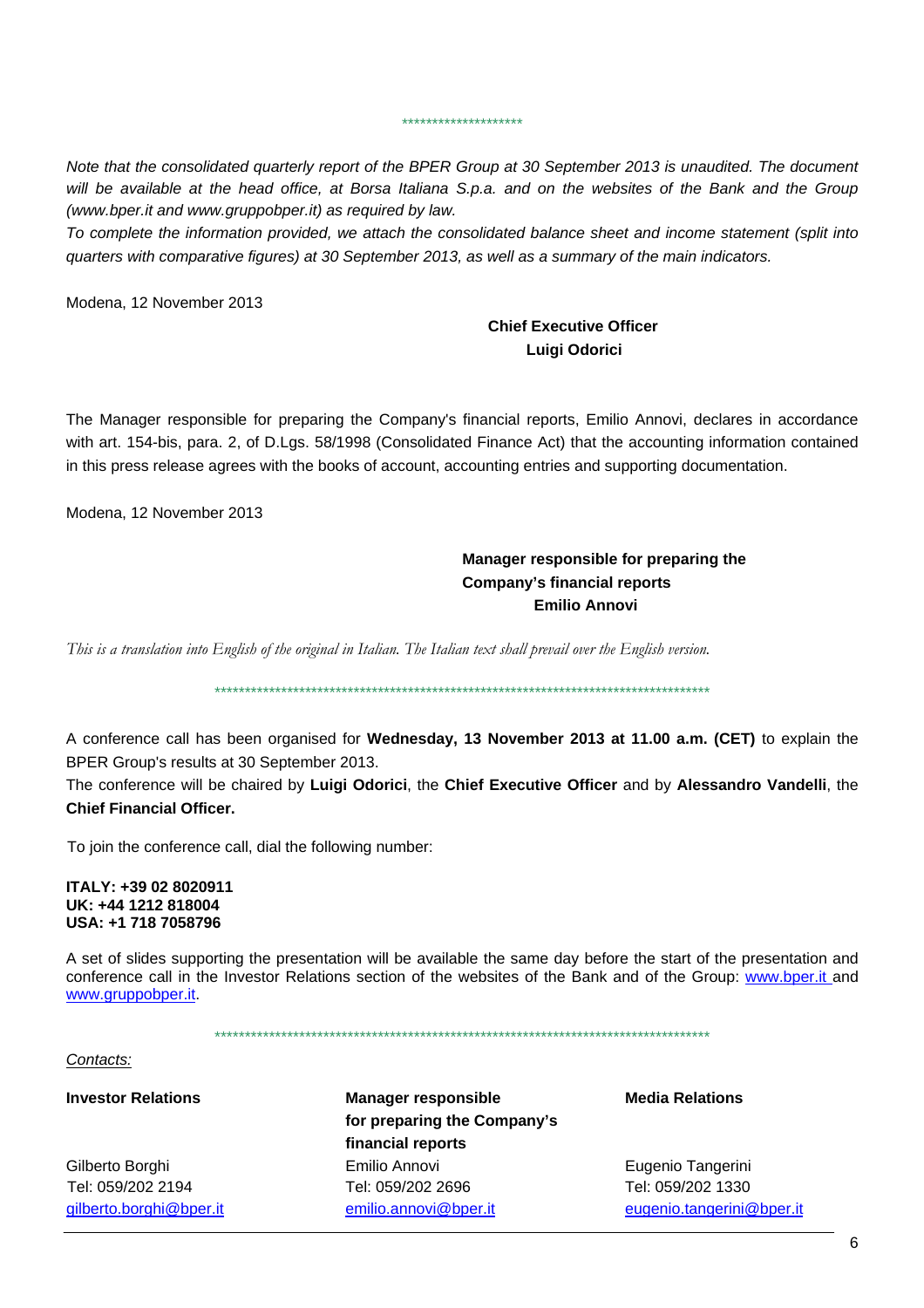********************

*Note that the consolidated quarterly report of the BPER Group at 30 September 2013 is unaudited. The document will be available at the head office, at Borsa Italiana S.p.a. and on the websites of the Bank and the Group (www.bper.it and www.gruppobper.it) as required by law.*

*To complete the information provided, we attach the consolidated balance sheet and income statement (split into quarters with comparative figures) at 30 September 2013, as well as a summary of the main indicators.*

Modena, 12 November 2013

**Chief Executive Officer**
**Luigi Odorici**

The Manager responsible for preparing the Company's financial reports, Emilio Annovi, declares in accordance with art. 154-bis, para. 2, of D.Lgs. 58/1998 (Consolidated Finance Act) that the accounting information contained in this press release agrees with the books of account, accounting entries and supporting documentation.

Modena, 12 November 2013

**Manager responsible for preparing the Company's financial reports**
**Emilio Annovi**

*This is a translation into English of the original in Italian. The Italian text shall prevail over the English version.*

************************************************************************************

A conference call has been organised for **Wednesday, 13 November 2013 at 11.00 a.m. (CET)** to explain the BPER Group's results at 30 September 2013.

The conference will be chaired by **Luigi Odorici**, the **Chief Executive Officer** and by **Alessandro Vandelli**, the **Chief Financial Officer.**

To join the conference call, dial the following number:

**ITALY: +39 02 8020911**
**UK: +44 1212 818004**
**USA: +1 718 7058796**

A set of slides supporting the presentation will be available the same day before the start of the presentation and conference call in the Investor Relations section of the websites of the Bank and of the Group: www.bper.it and www.gruppobper.it.

************************************************************************************

*Contacts:*

**Investor Relations**
Gilberto Borghi
Tel: 059/202 2194
gilberto.borghi@bper.it

**Manager responsible for preparing the Company's financial reports**
Emilio Annovi
Tel: 059/202 2696
emilio.annovi@bper.it

**Media Relations**
Eugenio Tangerini
Tel: 059/202 1330
eugenio.tangerini@bper.it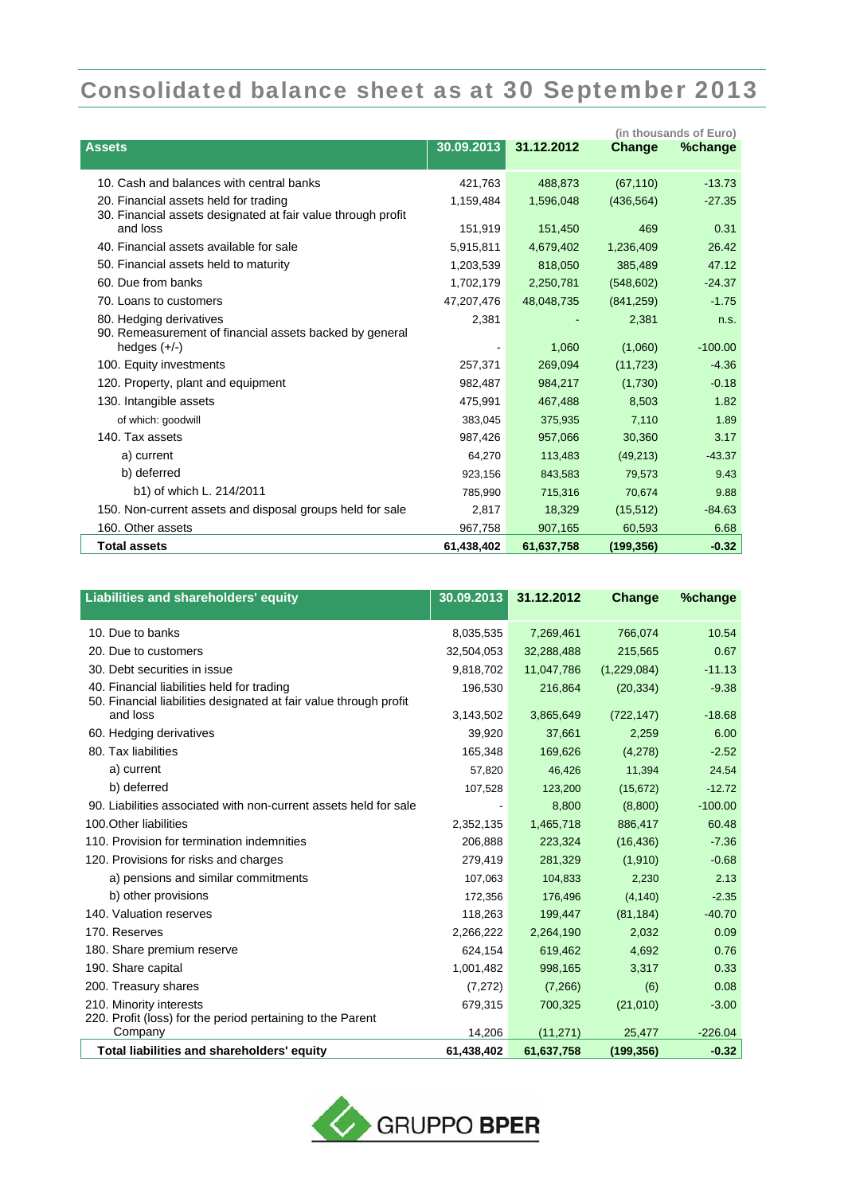# Consolidated balance sheet as at 30 September 2013

(in thousands of Euro)

| Assets | 30.09.2013 | 31.12.2012 | Change | %change |
|---|---|---|---|---|
| 10. Cash and balances with central banks | 421,763 | 488,873 | (67,110) | -13.73 |
| 20. Financial assets held for trading | 1,159,484 | 1,596,048 | (436,564) | -27.35 |
| 30. Financial assets designated at fair value through profit and loss | 151,919 | 151,450 | 469 | 0.31 |
| 40. Financial assets available for sale | 5,915,811 | 4,679,402 | 1,236,409 | 26.42 |
| 50. Financial assets held to maturity | 1,203,539 | 818,050 | 385,489 | 47.12 |
| 60. Due from banks | 1,702,179 | 2,250,781 | (548,602) | -24.37 |
| 70. Loans to customers | 47,207,476 | 48,048,735 | (841,259) | -1.75 |
| 80. Hedging derivatives | 2,381 | - | 2,381 | n.s. |
| 90. Remeasurement of financial assets backed by general hedges (+/-) | - | 1,060 | (1,060) | -100.00 |
| 100. Equity investments | 257,371 | 269,094 | (11,723) | -4.36 |
| 120. Property, plant and equipment | 982,487 | 984,217 | (1,730) | -0.18 |
| 130. Intangible assets | 475,991 | 467,488 | 8,503 | 1.82 |
| of which: goodwill | 383,045 | 375,935 | 7,110 | 1.89 |
| 140. Tax assets | 987,426 | 957,066 | 30,360 | 3.17 |
| a) current | 64,270 | 113,483 | (49,213) | -43.37 |
| b) deferred | 923,156 | 843,583 | 79,573 | 9.43 |
| b1) of which L. 214/2011 | 785,990 | 715,316 | 70,674 | 9.88 |
| 150. Non-current assets and disposal groups held for sale | 2,817 | 18,329 | (15,512) | -84.63 |
| 160. Other assets | 967,758 | 907,165 | 60,593 | 6.68 |
| **Total assets** | **61,438,402** | **61,637,758** | **(199,356)** | **-0.32** |

| Liabilities and shareholders' equity | 30.09.2013 | 31.12.2012 | Change | %change |
|---|---|---|---|---|
| 10. Due to banks | 8,035,535 | 7,269,461 | 766,074 | 10.54 |
| 20. Due to customers | 32,504,053 | 32,288,488 | 215,565 | 0.67 |
| 30. Debt securities in issue | 9,818,702 | 11,047,786 | (1,229,084) | -11.13 |
| 40. Financial liabilities held for trading | 196,530 | 216,864 | (20,334) | -9.38 |
| 50. Financial liabilities designated at fair value through profit and loss | 3,143,502 | 3,865,649 | (722,147) | -18.68 |
| 60. Hedging derivatives | 39,920 | 37,661 | 2,259 | 6.00 |
| 80. Tax liabilities | 165,348 | 169,626 | (4,278) | -2.52 |
| a) current | 57,820 | 46,426 | 11,394 | 24.54 |
| b) deferred | 107,528 | 123,200 | (15,672) | -12.72 |
| 90. Liabilities associated with non-current assets held for sale | - | 8,800 | (8,800) | -100.00 |
| 100.Other liabilities | 2,352,135 | 1,465,718 | 886,417 | 60.48 |
| 110. Provision for termination indemnities | 206,888 | 223,324 | (16,436) | -7.36 |
| 120. Provisions for risks and charges | 279,419 | 281,329 | (1,910) | -0.68 |
| a) pensions and similar commitments | 107,063 | 104,833 | 2,230 | 2.13 |
| b) other provisions | 172,356 | 176,496 | (4,140) | -2.35 |
| 140. Valuation reserves | 118,263 | 199,447 | (81,184) | -40.70 |
| 170. Reserves | 2,266,222 | 2,264,190 | 2,032 | 0.09 |
| 180. Share premium reserve | 624,154 | 619,462 | 4,692 | 0.76 |
| 190. Share capital | 1,001,482 | 998,165 | 3,317 | 0.33 |
| 200. Treasury shares | (7,272) | (7,266) | (6) | 0.08 |
| 210. Minority interests | 679,315 | 700,325 | (21,010) | -3.00 |
| 220. Profit (loss) for the period pertaining to the Parent Company | 14,206 | (11,271) | 25,477 | -226.04 |
| **Total liabilities and shareholders' equity** | **61,438,402** | **61,637,758** | **(199,356)** | **-0.32** |

GRUPPO BPER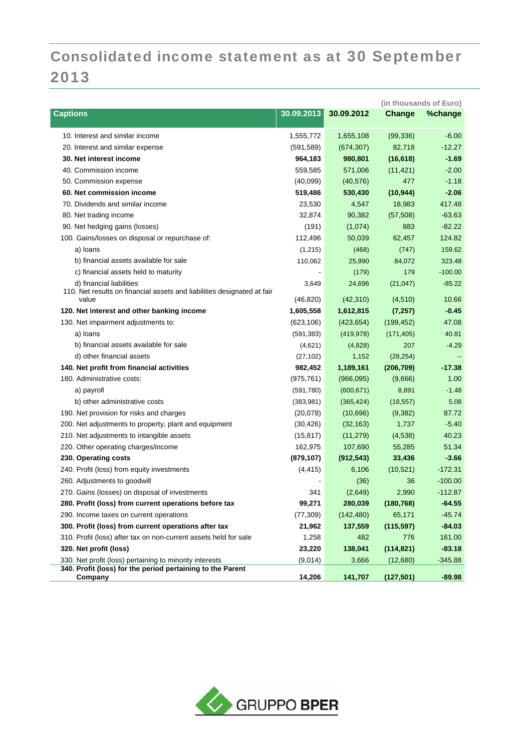# Consolidated income statement as at 30 September 2013

(in thousands of Euro)

| Captions | 30.09.2013 | 30.09.2012 | Change | %change |
|---|---|---|---|---|
| 10. Interest and similar income | 1,555,772 | 1,655,108 | (99,336) | -6.00 |
| 20. Interest and similar expense | (591,589) | (674,307) | 82,718 | -12.27 |
| **30. Net interest income** | **964,183** | **980,801** | **(16,618)** | **-1.69** |
| 40. Commission income | 559,585 | 571,006 | (11,421) | -2.00 |
| 50. Commission expense | (40,099) | (40,576) | 477 | -1.18 |
| **60. Net commission income** | **519,486** | **530,430** | **(10,944)** | **-2.06** |
| 70. Dividends and similar income | 23,530 | 4,547 | 18,983 | 417.48 |
| 80. Net trading income | 32,874 | 90,382 | (57,508) | -63.63 |
| 90. Net hedging gains (losses) | (191) | (1,074) | 883 | -82.22 |
| 100. Gains/losses on disposal or repurchase of: | 112,496 | 50,039 | 62,457 | 124.82 |
| a) loans | (1,215) | (468) | (747) | 159.62 |
| b) financial assets available for sale | 110,062 | 25,990 | 84,072 | 323.48 |
| c) financial assets held to maturity | - | (179) | 179 | -100.00 |
| d) financial liabilities | 3,649 | 24,696 | (21,047) | -85.22 |
| 110. Net results on financial assets and liabilities designated at fair value | (46,820) | (42,310) | (4,510) | 10.66 |
| **120. Net interest and other banking income** | **1,605,558** | **1,612,815** | **(7,257)** | **-0.45** |
| 130. Net impairment adjustments to: | (623,106) | (423,654) | (199,452) | 47.08 |
| a) loans | (591,383) | (419,978) | (171,405) | 40.81 |
| b) financial assets available for sale | (4,621) | (4,828) | 207 | -4.29 |
| d) other financial assets | (27,102) | 1,152 | (28,254) | -- |
| **140. Net profit from financial activities** | **982,452** | **1,189,161** | **(206,709)** | **-17.38** |
| 180. Administrative costs: | (975,761) | (966,095) | (9,666) | 1.00 |
| a) payroll | (591,780) | (600,671) | 8,891 | -1.48 |
| b) other administrative costs | (383,981) | (365,424) | (18,557) | 5.08 |
| 190. Net provision for risks and charges | (20,078) | (10,696) | (9,382) | 87.72 |
| 200. Net adjustments to property, plant and equipment | (30,426) | (32,163) | 1,737 | -5.40 |
| 210. Net adjustments to intangible assets | (15,817) | (11,279) | (4,538) | 40.23 |
| 220. Other operating charges/income | 162,975 | 107,690 | 55,285 | 51.34 |
| **230. Operating costs** | **(879,107)** | **(912,543)** | **33,436** | **-3.66** |
| 240. Profit (loss) from equity investments | (4,415) | 6,106 | (10,521) | -172.31 |
| 260. Adjustments to goodwill | - | (36) | 36 | -100.00 |
| 270. Gains (losses) on disposal of investments | 341 | (2,649) | 2,990 | -112.87 |
| **280. Profit (loss) from current operations before tax** | **99,271** | **280,039** | **(180,768)** | **-64.55** |
| 290. Income taxes on current operations | (77,309) | (142,480) | 65,171 | -45.74 |
| **300. Profit (loss) from current operations after tax** | **21,962** | **137,559** | **(115,597)** | **-84.03** |
| 310. Profit (loss) after tax on non-current assets held for sale | 1,258 | 482 | 776 | 161.00 |
| **320. Net profit (loss)** | **23,220** | **138,041** | **(114,821)** | **-83.18** |
| 330. Net profit (loss) pertaining to minority interests | (9,014) | 3,666 | (12,680) | -345.88 |
| **340. Profit (loss) for the period pertaining to the Parent Company** | **14,206** | **141,707** | **(127,501)** | **-89.98** |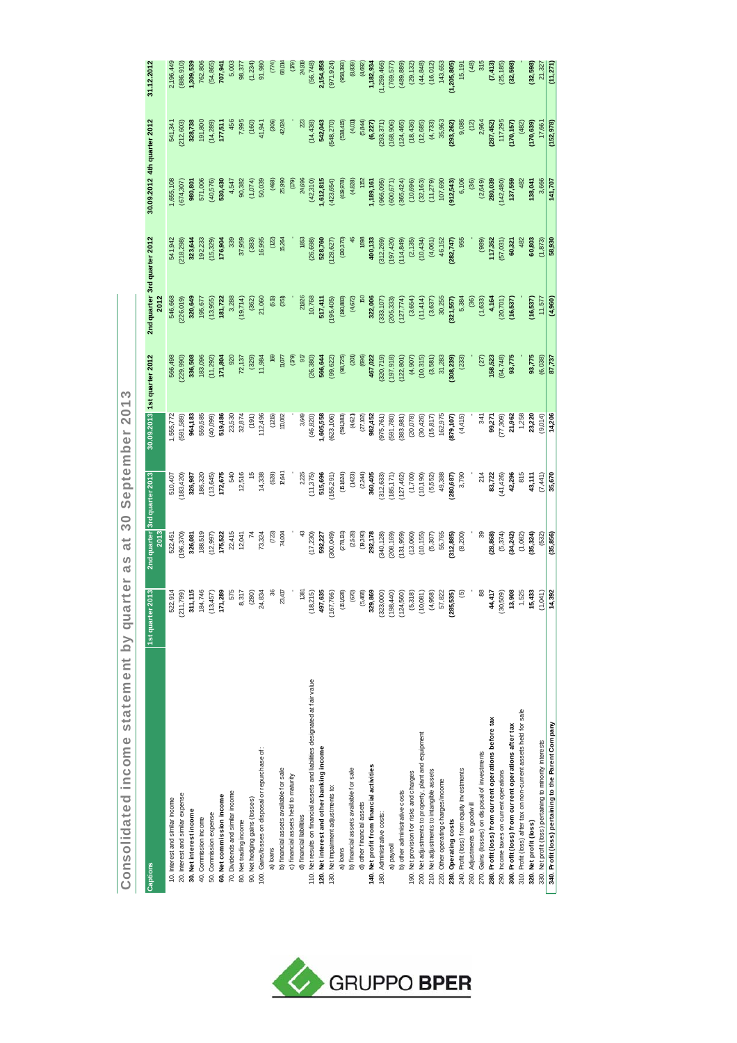# Consolidated income statement by quarter as at 30 September 2013

| Captions | 1st quarter 2013 | 2nd quarter 2013 | 3rd quarter 2013 | 30.09.2013 | 1st quarter 2012 | 2nd quarter 2012 | 3rd quarter 2012 | 30.09.2012 | 4th quarter 2012 | 31.12.2012 |
|---|---|---|---|---|---|---|---|---|---|---|
| 10. Interest and similar income | 522,914 | 522,451 | 510,407 | 1,555,772 | 566,498 | 546,668 | 541,942 | 1,655,108 | 541,341 | 2,196,449 |
| 20. Interest and similar expense | (211,799) | (196,370) | (183,420) | (591,589) | (229,990) | (226,019) | (218,298) | (674,307) | (212,603) | (886,910) |
| **30. Net interest income** | **311,115** | **326,081** | **326,987** | **964,183** | **336,508** | **320,649** | **323,644** | **980,801** | **328,738** | **1,309,539** |
| 40. Commission income | 184,746 | 188,519 | 186,320 | 559,585 | 183,096 | 195,677 | 192,233 | 571,006 | 191,800 | 762,806 |
| 50. Commission expense | (13,457) | (12,997) | (13,645) | (40,099) | (11,292) | (13,955) | (15,329) | (40,576) | (14,289) | (54,865) |
| **60. Net commission income** | **171,289** | **175,522** | **172,675** | **519,486** | **171,804** | **181,722** | **176,904** | **530,430** | **177,511** | **707,941** |
| 70. Dividends and similar income | 575 | 22,415 | 540 | 23,530 | 920 | 3,288 | 339 | 4,547 | 456 | 5,003 |
| 80. Net trading income | 8,317 | 12,041 | 12,516 | 32,874 | 72,137 | (19,714) | 37,959 | 90,382 | 7,995 | 98,377 |
| 90. Net hedging gains (losses) | (280) | 74 | 15 | (191) | (329) | (362) | (383) | (1,074) | (160) | (1,234) |
| 100. Gains/losses on disposal or repurchase of: | 24,834 | 73,324 | 14,338 | 112,496 | 11,984 | 21,060 | 16,995 | 50,039 | 41,941 | 91,980 |
| a) loans | 36 | (73) | (528) | (125) | 169 | (515) | (122) | (468) | (306) | (774) |
| b) financial assets available for sale | 23,417 | 74,004 | 12,641 | 110,062 | 11,077 | (351) | 15,264 | 25,990 | 42,024 | 68,014 |
| c) financial assets held to maturity | - | - | - | - | (179) | - | - | (179) | - | (179) |
| d) financial liabilities | 1,381 | 43 | 2,225 | 3,649 | 917 | 21,926 | 1,853 | 24,696 | 223 | 24,919 |
| 110. Net results on financial assets and liabilities designated at fair value | (18,215) | (17,230) | (11,375) | (46,820) | (25,380) | 10,768 | (26,698) | (42,310) | (14,438) | (56,748) |
| **120. Net interest and other banking income** | **497,635** | **592,227** | **515,696** | **1,605,558** | **566,644** | **517,411** | **528,760** | **1,612,815** | **542,043** | **2,154,858** |
| 130. Net impairment adjustments to: | (167,766) | (300,049) | (155,291) | (623,106) | (99,622) | (195,405) | (128,627) | (423,654) | (548,270) | (971,924) |
| a) loans | (161,628) | (278,131) | (151,624) | (591,383) | (98,725) | (190,883) | (130,370) | (419,978) | (538,415) | (958,393) |
| b) financial assets available for sale | (670) | (2,528) | (1,423) | (4,621) | (201) | (4,672) | 45 | (4,828) | (4,011) | (8,839) |
| d) other financial assets | (5,468) | (19,390) | (2,244) | (27,102) | (696) | 150 | 1,698 | 1,152 | (5,844) | (4,692) |
| **140. Net profit from financial activities** | **329,869** | **292,178** | **360,405** | **982,452** | **467,022** | **322,006** | **400,133** | **1,189,161** | **(6,227)** | **1,182,934** |
| 180. Administrative costs: | (323,000) | (340,128) | (312,633) | (975,761) | (320,719) | (333,107) | (312,269) | (966,095) | (293,371) | (1,259,466) |
| a) payroll | (198,440) | (208,169) | (185,171) | (591,780) | (197,918) | (205,333) | (197,420) | (600,671) | (168,906) | (769,577) |
| b) other administrative costs | (124,560) | (131,959) | (127,462) | (383,981) | (122,801) | (127,774) | (114,849) | (365,424) | (124,465) | (489,889) |
| 190. Net provision for risks and charges | (5,318) | (13,060) | (1,700) | (20,078) | (4,907) | (3,654) | (2,135) | (10,696) | (18,436) | (29,132) |
| 200. Net adjustments to property, plant and equipment | (10,081) | (10,155) | (10,190) | (30,426) | (10,315) | (11,414) | (10,434) | (32,163) | (12,685) | (44,848) |
| 210. Net adjustments to intangible assets | (4,958) | (5,307) | (5,552) | (15,817) | (3,581) | (3,637) | (4,061) | (11,279) | (4,733) | (16,012) |
| 220. Other operating charges/income | 57,822 | 55,765 | 49,388 | 162,975 | 31,283 | 30,255 | 46,152 | 107,690 | 35,963 | 143,653 |
| **230. Operating costs** | **(285,535)** | **(312,885)** | **(280,687)** | **(879,107)** | **(308,239)** | **(321,557)** | **(282,747)** | **(912,543)** | **(293,262)** | **(1,205,805)** |
| 240. Profit (loss) from equity investments | (5) | (8,200) | 3,790 | (4,415) | (233) | 5,384 | 955 | 6,106 | 9,085 | 15,191 |
| 260. Adjustments to goodwill | - | - | - | - | - | (36) | - | (36) | (12) | (48) |
| 270. Gains (losses) on disposal of investments | 88 | 39 | 214 | 341 | (27) | (1,633) | (989) | (2,649) | 2,964 | 315 |
| **280. Profit (loss) from current operations before tax** | **44,417** | **(28,868)** | **83,722** | **99,271** | **158,523** | **4,164** | **117,352** | **280,039** | **(287,452)** | **(7,413)** |
| 290. Income taxes on current operations | (30,509) | (5,374) | (41,426) | (77,309) | (64,748) | (20,701) | (57,031) | (142,480) | 117,295 | (25,185) |
| **300. Profit (loss) from current operations after tax** | **13,908** | **(34,242)** | **42,296** | **21,962** | **93,775** | **(16,537)** | **60,321** | **137,559** | **(170,157)** | **(32,598)** |
| 310. Profit (loss) after tax on non-current assets held for sale | 1,525 | (1,082) | 815 | 1,258 | - | - | 482 | 482 | (482) | - |
| **320. Net profit (loss)** | **15,433** | **(35,324)** | **43,111** | **23,220** | **93,775** | **(16,537)** | **60,803** | **138,041** | **(170,639)** | **(32,598)** |
| 330. Net profit (loss) pertaining to minority interests | (1,041) | (532) | (7,441) | (9,014) | (6,038) | 11,577 | (1,873) | 3,666 | 17,661 | 21,327 |
| **340. Profit (loss) pertaining to the Parent Company** | **14,392** | **(35,856)** | **35,670** | **14,206** | **87,737** | **(4,960)** | **58,930** | **141,707** | **(152,978)** | **(11,271)** |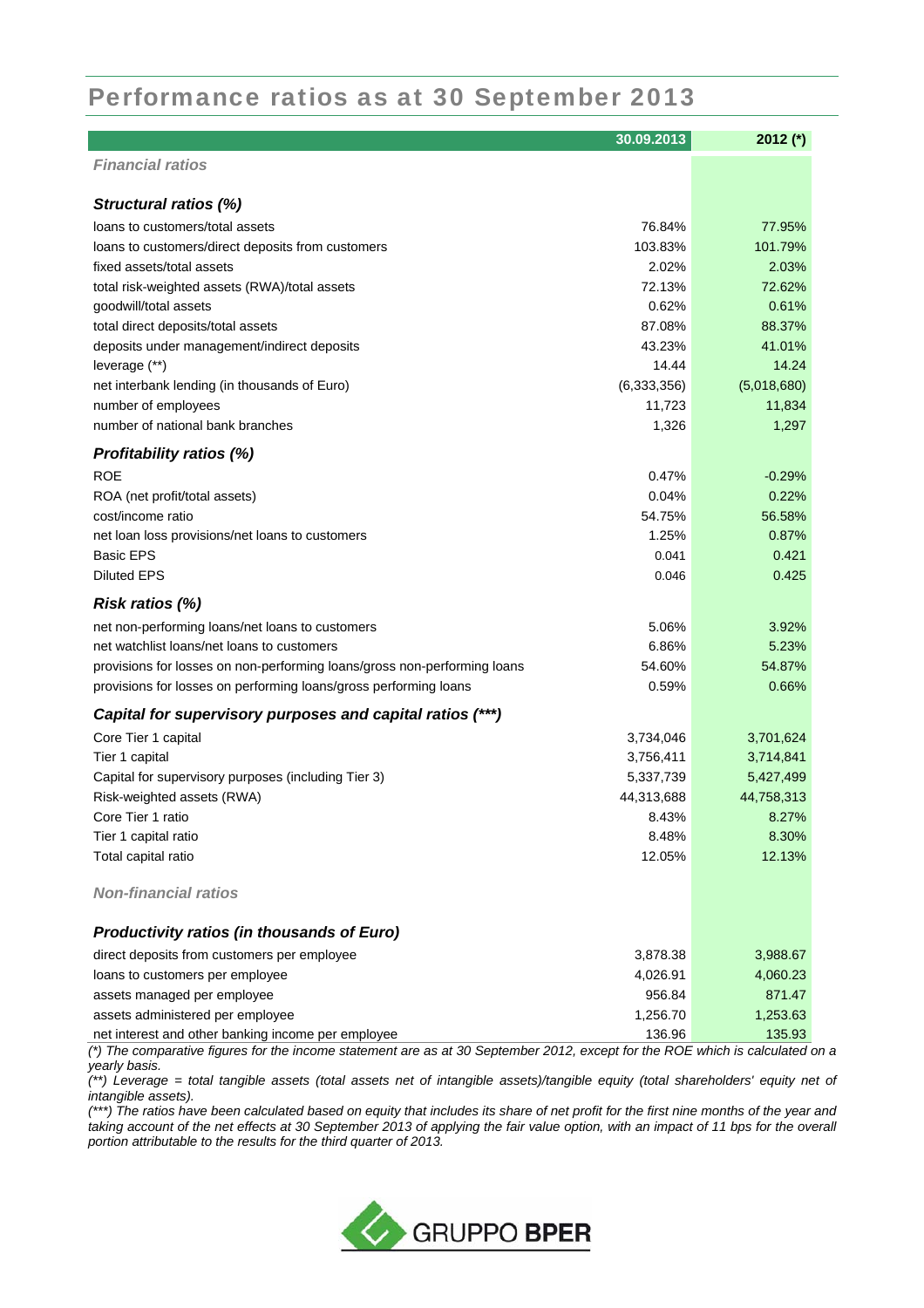# Performance ratios as at 30 September 2013

| | 30.09.2013 | 2012 (*) |
|---|---|---|
| ***Financial ratios*** | | |
| ***Structural ratios (%)*** | | |
| loans to customers/total assets | 76.84% | 77.95% |
| loans to customers/direct deposits from customers | 103.83% | 101.79% |
| fixed assets/total assets | 2.02% | 2.03% |
| total risk-weighted assets (RWA)/total assets | 72.13% | 72.62% |
| goodwill/total assets | 0.62% | 0.61% |
| total direct deposits/total assets | 87.08% | 88.37% |
| deposits under management/indirect deposits | 43.23% | 41.01% |
| leverage (**) | 14.44 | 14.24 |
| net interbank lending (in thousands of Euro) | (6,333,356) | (5,018,680) |
| number of employees | 11,723 | 11,834 |
| number of national bank branches | 1,326 | 1,297 |
| ***Profitability ratios (%)*** | | |
| ROE | 0.47% | -0.29% |
| ROA (net profit/total assets) | 0.04% | 0.22% |
| cost/income ratio | 54.75% | 56.58% |
| net loan loss provisions/net loans to customers | 1.25% | 0.87% |
| Basic EPS | 0.041 | 0.421 |
| Diluted EPS | 0.046 | 0.425 |
| ***Risk ratios (%)*** | | |
| net non-performing loans/net loans to customers | 5.06% | 3.92% |
| net watchlist loans/net loans to customers | 6.86% | 5.23% |
| provisions for losses on non-performing loans/gross non-performing loans | 54.60% | 54.87% |
| provisions for losses on performing loans/gross performing loans | 0.59% | 0.66% |
| ***Capital for supervisory purposes and capital ratios (***)*** | | |
| Core Tier 1 capital | 3,734,046 | 3,701,624 |
| Tier 1 capital | 3,756,411 | 3,714,841 |
| Capital for supervisory purposes (including Tier 3) | 5,337,739 | 5,427,499 |
| Risk-weighted assets (RWA) | 44,313,688 | 44,758,313 |
| Core Tier 1 ratio | 8.43% | 8.27% |
| Tier 1 capital ratio | 8.48% | 8.30% |
| Total capital ratio | 12.05% | 12.13% |
| ***Non-financial ratios*** | | |
| ***Productivity ratios (in thousands of Euro)*** | | |
| direct deposits from customers per employee | 3,878.38 | 3,988.67 |
| loans to customers per employee | 4,026.91 | 4,060.23 |
| assets managed per employee | 956.84 | 871.47 |
| assets administered per employee | 1,256.70 | 1,253.63 |
| net interest and other banking income per employee | 136.96 | 135.93 |

*(\*) The comparative figures for the income statement are as at 30 September 2012, except for the ROE which is calculated on a yearly basis.*

*(\*\*) Leverage = total tangible assets (total assets net of intangible assets)/tangible equity (total shareholders' equity net of intangible assets).*

*(\*\*\*) The ratios have been calculated based on equity that includes its share of net profit for the first nine months of the year and taking account of the net effects at 30 September 2013 of applying the fair value option, with an impact of 11 bps for the overall portion attributable to the results for the third quarter of 2013.*

GRUPPO BPER